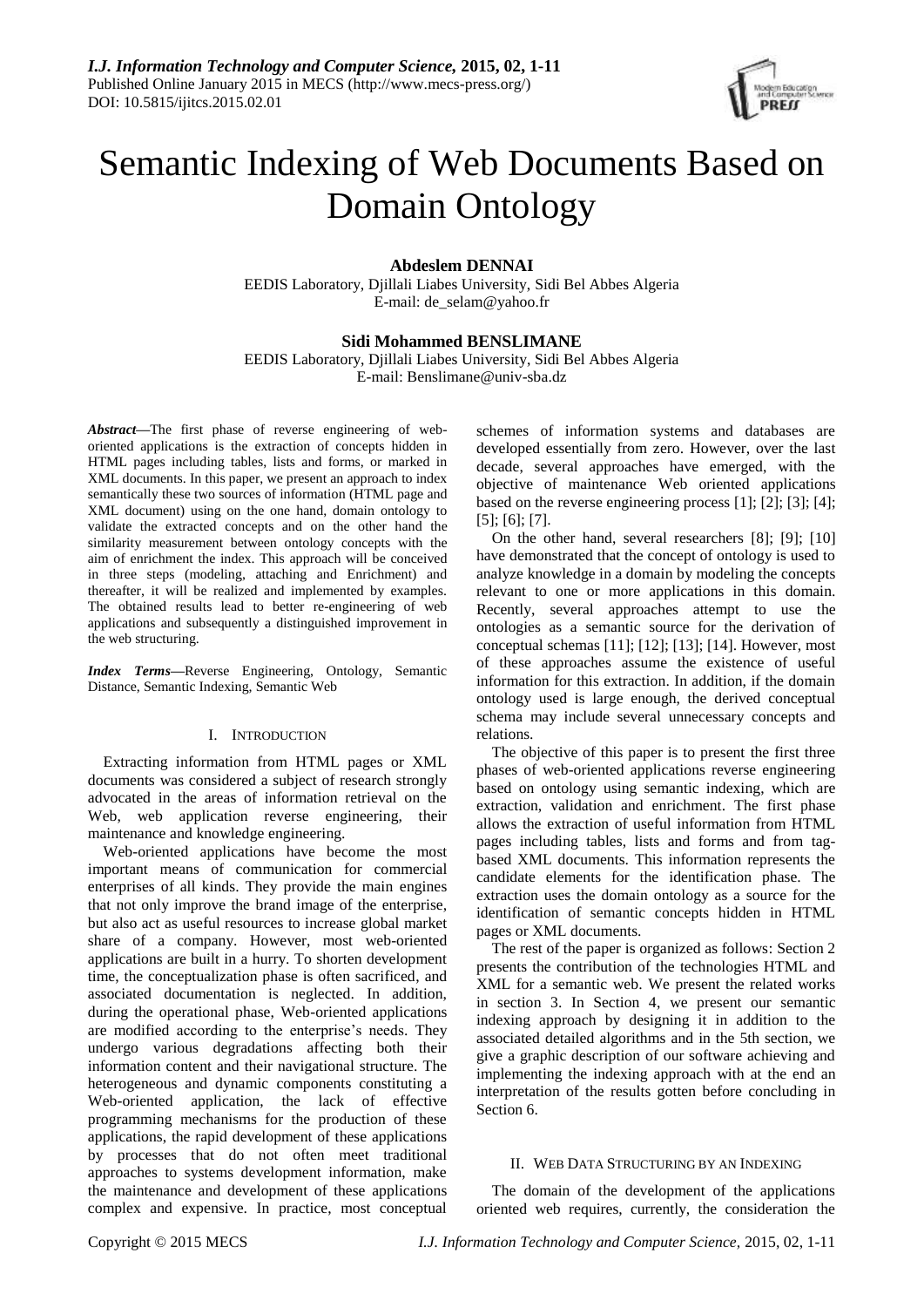# Semantic Indexing of Web Documents Based on Domain Ontology

**Abdeslem DENNAI**
EEDIS Laboratory, Djillali Liabes University, Sidi Bel Abbes Algeria
E-mail: de_selam@yahoo.fr

**Sidi Mohammed BENSLIMANE**
EEDIS Laboratory, Djillali Liabes University, Sidi Bel Abbes Algeria
E-mail: Benslimane@univ-sba.dz

***Abstract*—**The first phase of reverse engineering of web-oriented applications is the extraction of concepts hidden in HTML pages including tables, lists and forms, or marked in XML documents. In this paper, we present an approach to index semantically these two sources of information (HTML page and XML document) using on the one hand, domain ontology to validate the extracted concepts and on the other hand the similarity measurement between ontology concepts with the aim of enrichment the index. This approach will be conceived in three steps (modeling, attaching and Enrichment) and thereafter, it will be realized and implemented by examples. The obtained results lead to better re-engineering of web applications and subsequently a distinguished improvement in the web structuring.

***Index Terms*—**Reverse Engineering, Ontology, Semantic Distance, Semantic Indexing, Semantic Web

## I. Introduction

Extracting information from HTML pages or XML documents was considered a subject of research strongly advocated in the areas of information retrieval on the Web, web application reverse engineering, their maintenance and knowledge engineering.

Web-oriented applications have become the most important means of communication for commercial enterprises of all kinds. They provide the main engines that not only improve the brand image of the enterprise, but also act as useful resources to increase global market share of a company. However, most web-oriented applications are built in a hurry. To shorten development time, the conceptualization phase is often sacrificed, and associated documentation is neglected. In addition, during the operational phase, Web-oriented applications are modified according to the enterprise's needs. They undergo various degradations affecting both their information content and their navigational structure. The heterogeneous and dynamic components constituting a Web-oriented application, the lack of effective programming mechanisms for the production of these applications, the rapid development of these applications by processes that do not often meet traditional approaches to systems development information, make the maintenance and development of these applications complex and expensive. In practice, most conceptual schemes of information systems and databases are developed essentially from zero. However, over the last decade, several approaches have emerged, with the objective of maintenance Web oriented applications based on the reverse engineering process [1]; [2]; [3]; [4]; [5]; [6]; [7].

On the other hand, several researchers [8]; [9]; [10] have demonstrated that the concept of ontology is used to analyze knowledge in a domain by modeling the concepts relevant to one or more applications in this domain. Recently, several approaches attempt to use the ontologies as a semantic source for the derivation of conceptual schemas [11]; [12]; [13]; [14]. However, most of these approaches assume the existence of useful information for this extraction. In addition, if the domain ontology used is large enough, the derived conceptual schema may include several unnecessary concepts and relations.

The objective of this paper is to present the first three phases of web-oriented applications reverse engineering based on ontology using semantic indexing, which are extraction, validation and enrichment. The first phase allows the extraction of useful information from HTML pages including tables, lists and forms and from tag-based XML documents. This information represents the candidate elements for the identification phase. The extraction uses the domain ontology as a source for the identification of semantic concepts hidden in HTML pages or XML documents.

The rest of the paper is organized as follows: Section 2 presents the contribution of the technologies HTML and XML for a semantic web. We present the related works in section 3. In Section 4, we present our semantic indexing approach by designing it in addition to the associated detailed algorithms and in the 5th section, we give a graphic description of our software achieving and implementing the indexing approach with at the end an interpretation of the results gotten before concluding in Section 6.

## II. Web Data Structuring by an Indexing

The domain of the development of the applications oriented web requires, currently, the consideration the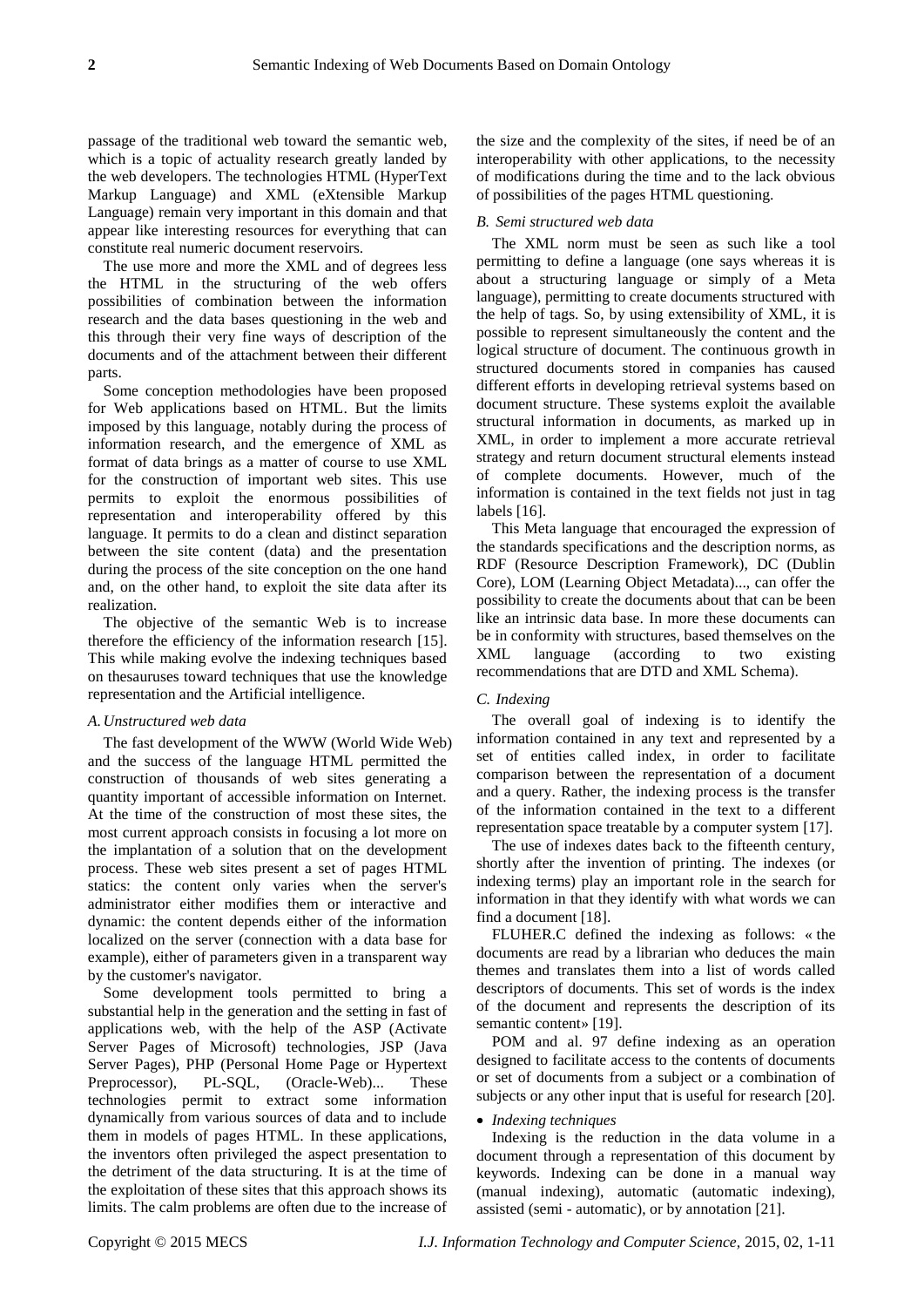passage of the traditional web toward the semantic web, which is a topic of actuality research greatly landed by the web developers. The technologies HTML (HyperText Markup Language) and XML (eXtensible Markup Language) remain very important in this domain and that appear like interesting resources for everything that can constitute real numeric document reservoirs.

The use more and more the XML and of degrees less the HTML in the structuring of the web offers possibilities of combination between the information research and the data bases questioning in the web and this through their very fine ways of description of the documents and of the attachment between their different parts.

Some conception methodologies have been proposed for Web applications based on HTML. But the limits imposed by this language, notably during the process of information research, and the emergence of XML as format of data brings as a matter of course to use XML for the construction of important web sites. This use permits to exploit the enormous possibilities of representation and interoperability offered by this language. It permits to do a clean and distinct separation between the site content (data) and the presentation during the process of the site conception on the one hand and, on the other hand, to exploit the site data after its realization.

The objective of the semantic Web is to increase therefore the efficiency of the information research [15]. This while making evolve the indexing techniques based on thesauruses toward techniques that use the knowledge representation and the Artificial intelligence.

### *A. Unstructured web data*

The fast development of the WWW (World Wide Web) and the success of the language HTML permitted the construction of thousands of web sites generating a quantity important of accessible information on Internet. At the time of the construction of most these sites, the most current approach consists in focusing a lot more on the implantation of a solution that on the development process. These web sites present a set of pages HTML statics: the content only varies when the server's administrator either modifies them or interactive and dynamic: the content depends either of the information localized on the server (connection with a data base for example), either of parameters given in a transparent way by the customer's navigator.

Some development tools permitted to bring a substantial help in the generation and the setting in fast of applications web, with the help of the ASP (Activate Server Pages of Microsoft) technologies, JSP (Java Server Pages), PHP (Personal Home Page or Hypertext Preprocessor), PL-SQL, (Oracle-Web)... These technologies permit to extract some information dynamically from various sources of data and to include them in models of pages HTML. In these applications, the inventors often privileged the aspect presentation to the detriment of the data structuring. It is at the time of the exploitation of these sites that this approach shows its limits. The calm problems are often due to the increase of the size and the complexity of the sites, if need be of an interoperability with other applications, to the necessity of modifications during the time and to the lack obvious of possibilities of the pages HTML questioning.

### *B. Semi structured web data*

The XML norm must be seen as such like a tool permitting to define a language (one says whereas it is about a structuring language or simply of a Meta language), permitting to create documents structured with the help of tags. So, by using extensibility of XML, it is possible to represent simultaneously the content and the logical structure of document. The continuous growth in structured documents stored in companies has caused different efforts in developing retrieval systems based on document structure. These systems exploit the available structural information in documents, as marked up in XML, in order to implement a more accurate retrieval strategy and return document structural elements instead of complete documents. However, much of the information is contained in the text fields not just in tag labels [16].

This Meta language that encouraged the expression of the standards specifications and the description norms, as RDF (Resource Description Framework), DC (Dublin Core), LOM (Learning Object Metadata)..., can offer the possibility to create the documents about that can be been like an intrinsic data base. In more these documents can be in conformity with structures, based themselves on the XML language (according to two existing recommendations that are DTD and XML Schema).

### *C. Indexing*

The overall goal of indexing is to identify the information contained in any text and represented by a set of entities called index, in order to facilitate comparison between the representation of a document and a query. Rather, the indexing process is the transfer of the information contained in the text to a different representation space treatable by a computer system [17].

The use of indexes dates back to the fifteenth century, shortly after the invention of printing. The indexes (or indexing terms) play an important role in the search for information in that they identify with what words we can find a document [18].

FLUHER.C defined the indexing as follows: « the documents are read by a librarian who deduces the main themes and translates them into a list of words called descriptors of documents. This set of words is the index of the document and represents the description of its semantic content» [19].

POM and al. 97 define indexing as an operation designed to facilitate access to the contents of documents or set of documents from a subject or a combination of subjects or any other input that is useful for research [20].

- *Indexing techniques*

Indexing is the reduction in the data volume in a document through a representation of this document by keywords. Indexing can be done in a manual way (manual indexing), automatic (automatic indexing), assisted (semi - automatic), or by annotation [21].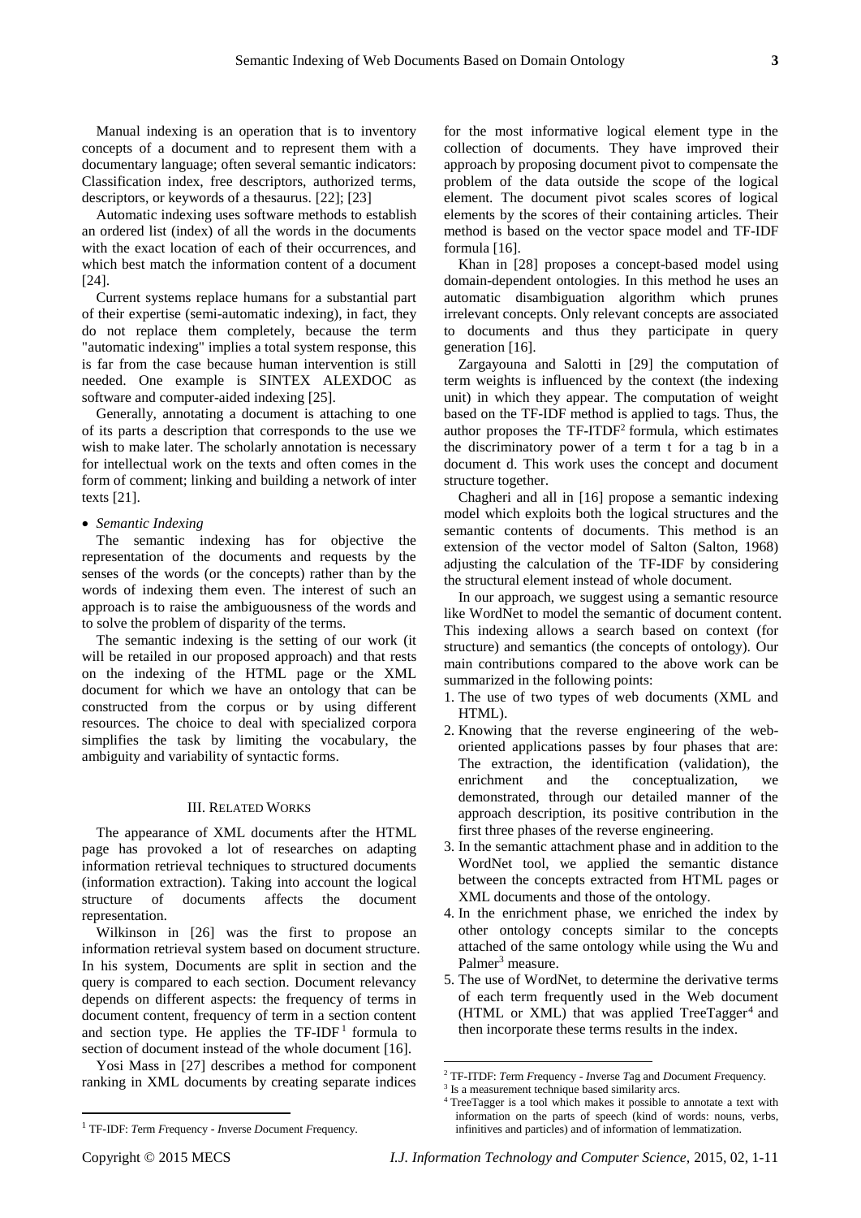Manual indexing is an operation that is to inventory concepts of a document and to represent them with a documentary language; often several semantic indicators: Classification index, free descriptors, authorized terms, descriptors, or keywords of a thesaurus. [22]; [23]

Automatic indexing uses software methods to establish an ordered list (index) of all the words in the documents with the exact location of each of their occurrences, and which best match the information content of a document [24].

Current systems replace humans for a substantial part of their expertise (semi-automatic indexing), in fact, they do not replace them completely, because the term "automatic indexing" implies a total system response, this is far from the case because human intervention is still needed. One example is SINTEX ALEXDOC as software and computer-aided indexing [25].

Generally, annotating a document is attaching to one of its parts a description that corresponds to the use we wish to make later. The scholarly annotation is necessary for intellectual work on the texts and often comes in the form of comment; linking and building a network of inter texts [21].

- *Semantic Indexing*

The semantic indexing has for objective the representation of the documents and requests by the senses of the words (or the concepts) rather than by the words of indexing them even. The interest of such an approach is to raise the ambiguousness of the words and to solve the problem of disparity of the terms.

The semantic indexing is the setting of our work (it will be retailed in our proposed approach) and that rests on the indexing of the HTML page or the XML document for which we have an ontology that can be constructed from the corpus or by using different resources. The choice to deal with specialized corpora simplifies the task by limiting the vocabulary, the ambiguity and variability of syntactic forms.

## III. Related Works

The appearance of XML documents after the HTML page has provoked a lot of researches on adapting information retrieval techniques to structured documents (information extraction). Taking into account the logical structure of documents affects the document representation.

Wilkinson in [26] was the first to propose an information retrieval system based on document structure. In his system, Documents are split in section and the query is compared to each section. Document relevancy depends on different aspects: the frequency of terms in document content, frequency of term in a section content and section type. He applies the TF-IDF[1] formula to section of document instead of the whole document [16].

Yosi Mass in [27] describes a method for component ranking in XML documents by creating separate indices for the most informative logical element type in the collection of documents. They have improved their approach by proposing document pivot to compensate the problem of the data outside the scope of the logical element. The document pivot scales scores of logical elements by the scores of their containing articles. Their method is based on the vector space model and TF-IDF formula [16].

Khan in [28] proposes a concept-based model using domain-dependent ontologies. In this method he uses an automatic disambiguation algorithm which prunes irrelevant concepts. Only relevant concepts are associated to documents and thus they participate in query generation [16].

Zargayouna and Salotti in [29] the computation of term weights is influenced by the context (the indexing unit) in which they appear. The computation of weight based on the TF-IDF method is applied to tags. Thus, the author proposes the TF-ITDF[2] formula, which estimates the discriminatory power of a term t for a tag b in a document d. This work uses the concept and document structure together.

Chagheri and all in [16] propose a semantic indexing model which exploits both the logical structures and the semantic contents of documents. This method is an extension of the vector model of Salton (Salton, 1968) adjusting the calculation of the TF-IDF by considering the structural element instead of whole document.

In our approach, we suggest using a semantic resource like WordNet to model the semantic of document content. This indexing allows a search based on context (for structure) and semantics (the concepts of ontology). Our main contributions compared to the above work can be summarized in the following points:

1. The use of two types of web documents (XML and HTML).
2. Knowing that the reverse engineering of the web-oriented applications passes by four phases that are: The extraction, the identification (validation), the enrichment and the conceptualization, we demonstrated, through our detailed manner of the approach description, its positive contribution in the first three phases of the reverse engineering.
3. In the semantic attachment phase and in addition to the WordNet tool, we applied the semantic distance between the concepts extracted from HTML pages or XML documents and those of the ontology.
4. In the enrichment phase, we enriched the index by other ontology concepts similar to the concepts attached of the same ontology while using the Wu and Palmer[3] measure.
5. The use of WordNet, to determine the derivative terms of each term frequently used in the Web document (HTML or XML) that was applied TreeTagger[4] and then incorporate these terms results in the index.

---

[1] TF-IDF: *T*erm *F*requency - *I*nverse *D*ocument *F*requency.

[2] TF-ITDF: *T*erm *F*requency - *I*nverse *T*ag and *D*ocument *F*requency.

[3] Is a measurement technique based similarity arcs.

[4] TreeTagger is a tool which makes it possible to annotate a text with information on the parts of speech (kind of words: nouns, verbs, infinitives and particles) and of information of lemmatization.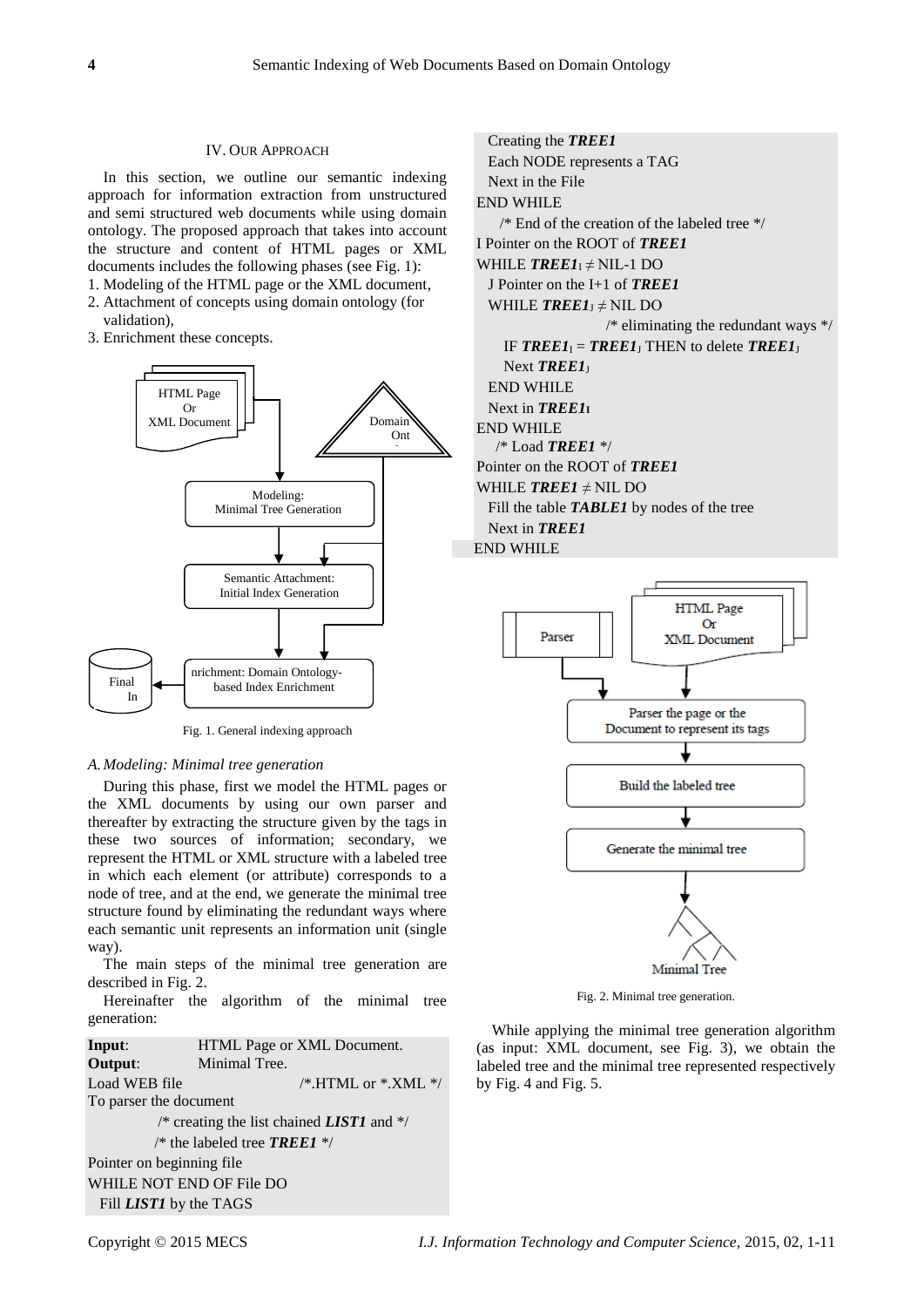## IV. Our Approach

In this section, we outline our semantic indexing approach for information extraction from unstructured and semi structured web documents while using domain ontology. The proposed approach that takes into account the structure and content of HTML pages or XML documents includes the following phases (see Fig. 1):

1. Modeling of the HTML page or the XML document,
2. Attachment of concepts using domain ontology (for validation),
3. Enrichment these concepts.

Fig. 1. General indexing approach

### A. Modeling: Minimal tree generation

During this phase, first we model the HTML pages or the XML documents by using our own parser and thereafter by extracting the structure given by the tags in these two sources of information; secondary, we represent the HTML or XML structure with a labeled tree in which each element (or attribute) corresponds to a node of tree, and at the end, we generate the minimal tree structure found by eliminating the redundant ways where each semantic unit represents an information unit (single way).

The main steps of the minimal tree generation are described in Fig. 2.

Hereinafter the algorithm of the minimal tree generation:

```
Input:          HTML Page or XML Document.
Output:         Minimal Tree.
Load WEB file                    /*.HTML or *.XML */
To parser the document
           /* creating the list chained LIST1 and */
          /* the labeled tree TREE1 */
Pointer on beginning file
WHILE NOT END OF File DO
  Fill LIST1 by the TAGS
  Creating the TREE1
  Each NODE represents a TAG
  Next in the File
END WHILE
     /* End of the creation of the labeled tree */
I Pointer on the ROOT of TREE1
WHILE TREE1_I ≠ NIL-1 DO
  J Pointer on the I+1 of TREE1
  WHILE TREE1_J ≠ NIL DO
                  /* eliminating the redundant ways */
    IF TREE1_I = TREE1_J THEN to delete TREE1_J
    Next TREE1_J
  END WHILE
  Next in TREE1_I
END WHILE
   /* Load TREE1 */
Pointer on the ROOT of TREE1
WHILE TREE1 ≠ NIL DO
  Fill the table TABLE1 by nodes of the tree
  Next in TREE1
END WHILE
```

Fig. 2. Minimal tree generation.

While applying the minimal tree generation algorithm (as input: XML document, see Fig. 3), we obtain the labeled tree and the minimal tree represented respectively by Fig. 4 and Fig. 5.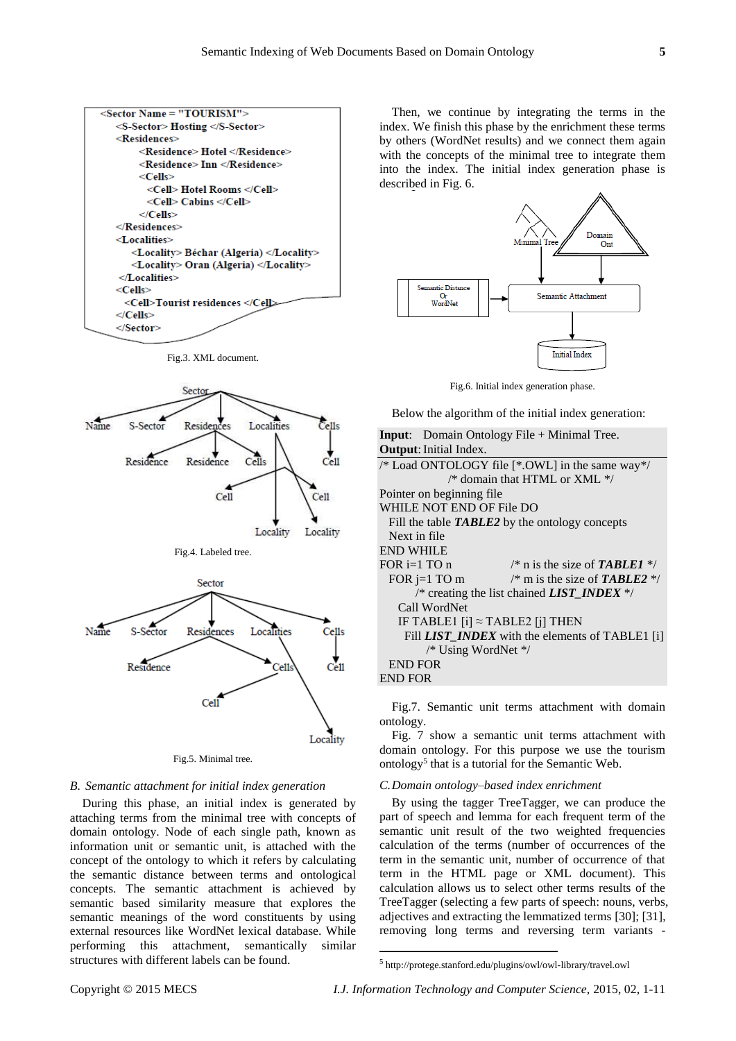```
<Sector Name = "TOURISM">
    <S-Sector> Hosting </S-Sector>
    <Residences>
        <Residence> Hotel </Residence>
        <Residence> Inn </Residence>
        <Cells>
            <Cell> Hotel Rooms </Cell>
            <Cell> Cabins </Cell>
        </Cells>
    </Residences>
    <Localities>
        <Locality> Béchar (Algeria) </Locality>
        <Locality> Oran (Algeria) </Locality>
    </Localities>
    <Cells>
        <Cell>Tourist residences </Cell>
    </Cells>
</Sector>
```

Fig.3. XML document.

Fig.4. Labeled tree.

Fig.5. Minimal tree.

### B. Semantic attachment for initial index generation

During this phase, an initial index is generated by attaching terms from the minimal tree with concepts of domain ontology. Node of each single path, known as information unit or semantic unit, is attached with the concept of the ontology to which it refers by calculating the semantic distance between terms and ontological concepts. The semantic attachment is achieved by semantic based similarity measure that explores the semantic meanings of the word constituents by using external resources like WordNet lexical database. While performing this attachment, semantically similar structures with different labels can be found.

Then, we continue by integrating the terms in the index. We finish this phase by the enrichment these terms by others (WordNet results) and we connect them again with the concepts of the minimal tree to integrate them into the index. The initial index generation phase is described in Fig. 6.

Fig.6. Initial index generation phase.

Below the algorithm of the initial index generation:

```
Input:   Domain Ontology File + Minimal Tree.
Output:  Initial Index.
/* Load ONTOLOGY file [*.OWL] in the same way*/
             /* domain that HTML or XML */
Pointer on beginning file
WHILE NOT END OF File DO
   Fill the table TABLE2 by the ontology concepts
   Next in file
END WHILE
FOR i=1 TO n             /* n is the size of TABLE1 */
   FOR j=1 TO m          /* m is the size of TABLE2 */
        /* creating the list chained LIST_INDEX */
      Call WordNet
      IF TABLE1 [i] ≈ TABLE2 [j] THEN
        Fill LIST_INDEX with the elements of TABLE1 [i]
          /* Using WordNet */
   END FOR
END FOR
```

Fig.7. Semantic unit terms attachment with domain ontology.

Fig. 7 show a semantic unit terms attachment with domain ontology. For this purpose we use the tourism ontology[5] that is a tutorial for the Semantic Web.

### C. Domain ontology–based index enrichment

By using the tagger TreeTagger, we can produce the part of speech and lemma for each frequent term of the semantic unit result of the two weighted frequencies calculation of the terms (number of occurrences of the term in the semantic unit, number of occurrence of that term in the HTML page or XML document). This calculation allows us to select other terms results of the TreeTagger (selecting a few parts of speech: nouns, verbs, adjectives and extracting the lemmatized terms [30]; [31], removing long terms and reversing term variants -

[5] http://protege.stanford.edu/plugins/owl/owl-library/travel.owl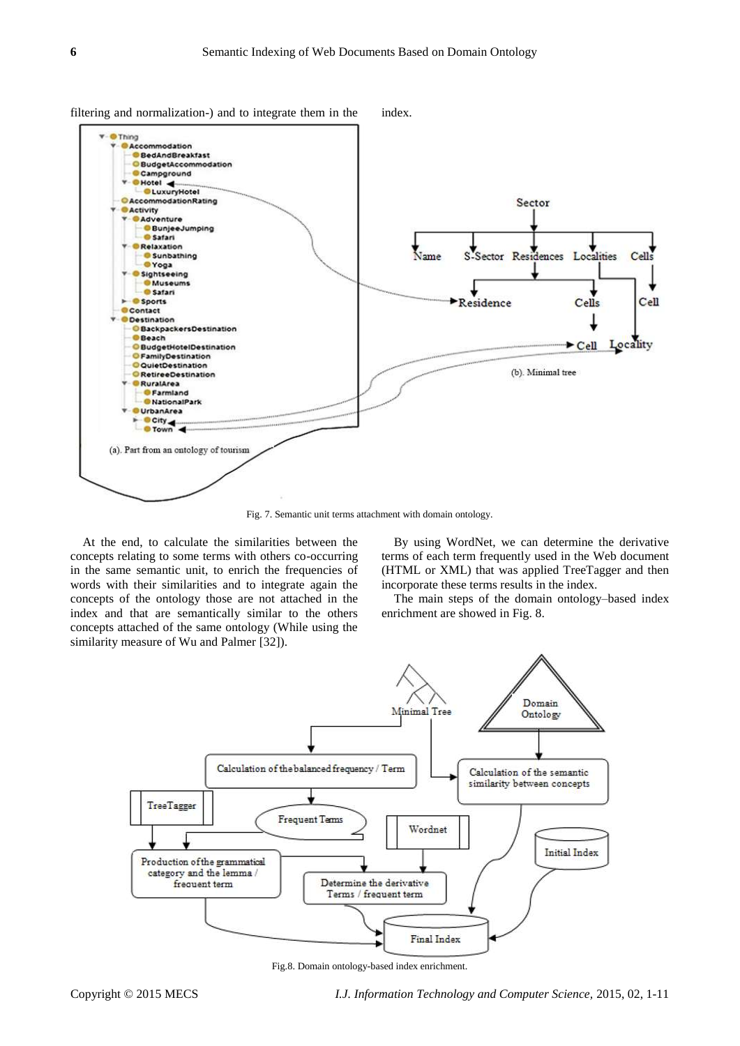filtering and normalization-) and to integrate them in the index.

Fig. 7. Semantic unit terms attachment with domain ontology.

At the end, to calculate the similarities between the concepts relating to some terms with others co-occurring in the same semantic unit, to enrich the frequencies of words with their similarities and to integrate again the concepts of the ontology those are not attached in the index and that are semantically similar to the others concepts attached of the same ontology (While using the similarity measure of Wu and Palmer [32]).

By using WordNet, we can determine the derivative terms of each term frequently used in the Web document (HTML or XML) that was applied TreeTagger and then incorporate these terms results in the index.

The main steps of the domain ontology–based index enrichment are showed in Fig. 8.

Fig.8. Domain ontology-based index enrichment.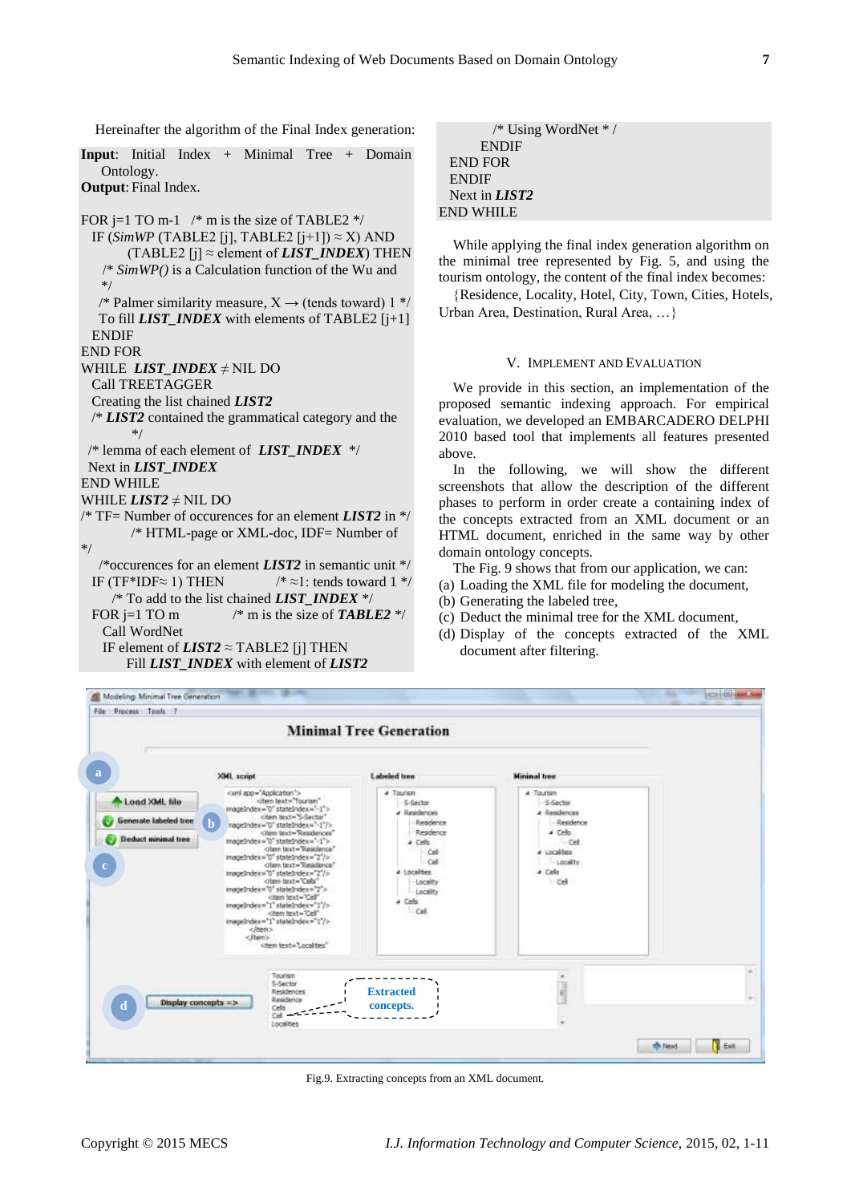Hereinafter the algorithm of the Final Index generation:

**Input**: Initial Index + Minimal Tree + Domain Ontology.
**Output**: Final Index.

```
FOR j=1 TO m-1   /* m is the size of TABLE2 */
  IF (SimWP (TABLE2 [j], TABLE2 [j+1]) ≈ X) AND
       (TABLE2 [j] ≈ element of LIST_INDEX) THEN
   /* SimWP() is a Calculation function of the Wu and
   */
   /* Palmer similarity measure, X → (tends toward) 1 */
   To fill LIST_INDEX with elements of TABLE2 [j+1]
  ENDIF
END FOR
WHILE  LIST_INDEX ≠ NIL DO
  Call TREETAGGER
  Creating the list chained LIST2
  /* LIST2 contained the grammatical category and the
       */
 /* lemma of each element of  LIST_INDEX  */
 Next in LIST_INDEX
END WHILE
WHILE LIST2 ≠ NIL DO
/* TF= Number of occurences for an element LIST2 in */
          /* HTML-page or XML-doc, IDF= Number of
*/
   /*occurences for an element LIST2 in semantic unit */
  IF (TF*IDF≈ 1) THEN          /* ≈1: tends toward 1 */
     /* To add to the list chained LIST_INDEX */
  FOR j=1 TO m            /* m is the size of TABLE2 */
    Call WordNet
    IF element of LIST2 ≈ TABLE2 [j] THEN
         Fill LIST_INDEX with element of LIST2
          /* Using WordNet * /
        ENDIF
  END FOR
  ENDIF
  Next in LIST2
END WHILE
```

While applying the final index generation algorithm on the minimal tree represented by Fig. 5, and using the tourism ontology, the content of the final index becomes:

{Residence, Locality, Hotel, City, Town, Cities, Hotels, Urban Area, Destination, Rural Area, …}

## V. Implement and Evaluation

We provide in this section, an implementation of the proposed semantic indexing approach. For empirical evaluation, we developed an EMBARCADERO DELPHI 2010 based tool that implements all features presented above.

In the following, we will show the different screenshots that allow the description of the different phases to perform in order create a containing index of the concepts extracted from an XML document or an HTML document, enriched in the same way by other domain ontology concepts.

The Fig. 9 shows that from our application, we can:

(a) Loading the XML file for modeling the document,
(b) Generating the labeled tree,
(c) Deduct the minimal tree for the XML document,
(d) Display of the concepts extracted of the XML document after filtering.

Fig.9. Extracting concepts from an XML document.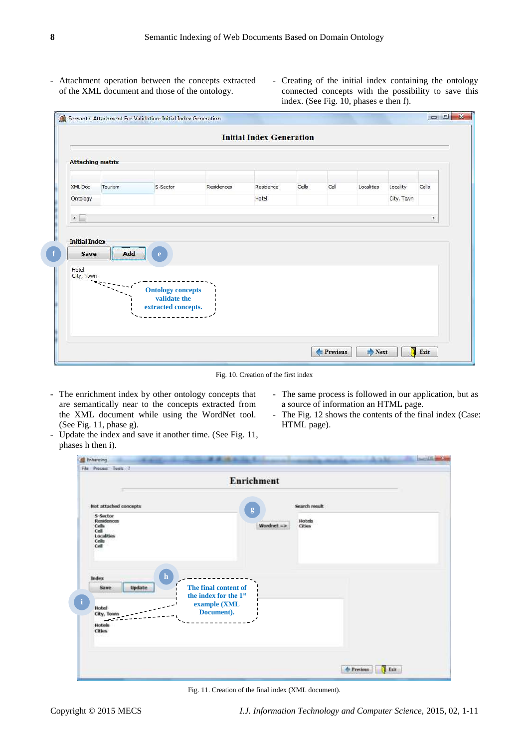- Attachment operation between the concepts extracted of the XML document and those of the ontology.
- Creating of the initial index containing the ontology connected concepts with the possibility to save this index. (See Fig. 10, phases e then f).

Fig. 10. Creation of the first index

- The enrichment index by other ontology concepts that are semantically near to the concepts extracted from the XML document while using the WordNet tool. (See Fig. 11, phase g).
- Update the index and save it another time. (See Fig. 11, phases h then i).
- The same process is followed in our application, but as a source of information an HTML page.
- The Fig. 12 shows the contents of the final index (Case: HTML page).

Fig. 11. Creation of the final index (XML document).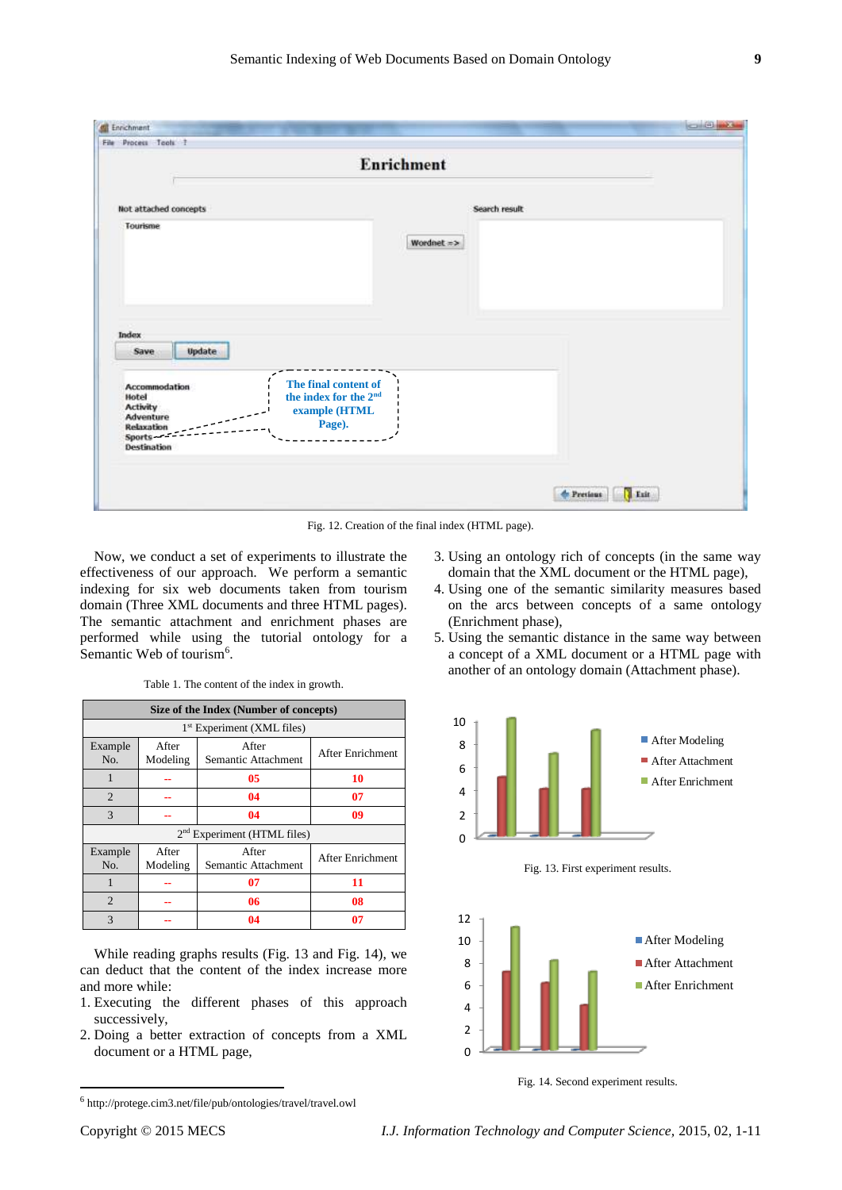Fig. 12. Creation of the final index (HTML page).

Now, we conduct a set of experiments to illustrate the effectiveness of our approach. We perform a semantic indexing for six web documents taken from tourism domain (Three XML documents and three HTML pages). The semantic attachment and enrichment phases are performed while using the tutorial ontology for a Semantic Web of tourism[6].

Table 1. The content of the index in growth.

| Size of the Index (Number of concepts) | | | |
|---|---|---|---|
| 1st Experiment (XML files) | | | |
| Example No. | After Modeling | After Semantic Attachment | After Enrichment |
| 1 | -- | 05 | 10 |
| 2 | -- | 04 | 07 |
| 3 | -- | 04 | 09 |
| 2nd Experiment (HTML files) | | | |
| Example No. | After Modeling | After Semantic Attachment | After Enrichment |
| 1 | -- | 07 | 11 |
| 2 | -- | 06 | 08 |
| 3 | -- | 04 | 07 |

While reading graphs results (Fig. 13 and Fig. 14), we can deduct that the content of the index increase more and more while:

1. Executing the different phases of this approach successively,
2. Doing a better extraction of concepts from a XML document or a HTML page,
3. Using an ontology rich of concepts (in the same way domain that the XML document or the HTML page),
4. Using one of the semantic similarity measures based on the arcs between concepts of a same ontology (Enrichment phase),
5. Using the semantic distance in the same way between a concept of a XML document or a HTML page with another of an ontology domain (Attachment phase).

Fig. 13. First experiment results.

Fig. 14. Second experiment results.

[6] http://protege.cim3.net/file/pub/ontologies/travel/travel.owl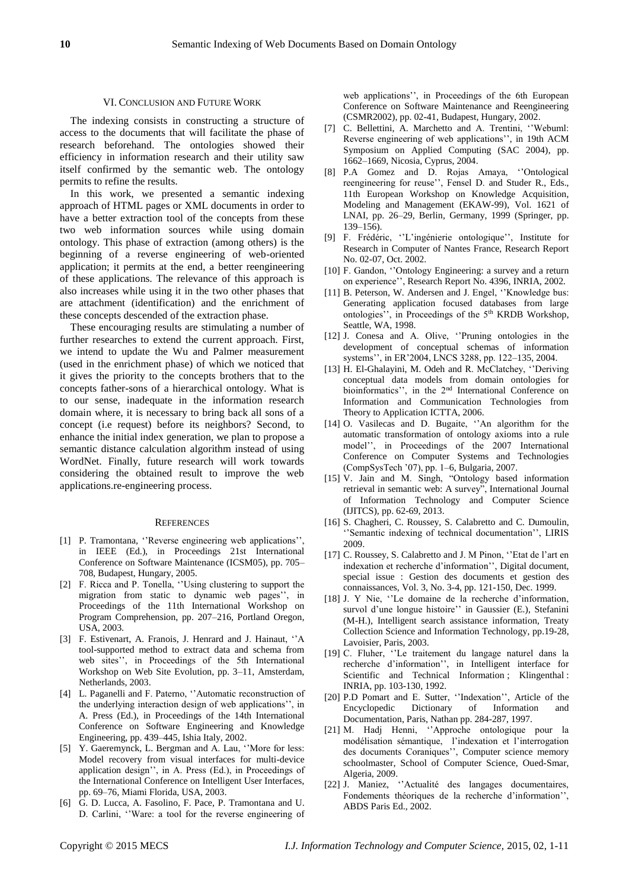## VI. Conclusion and Future Work

The indexing consists in constructing a structure of access to the documents that will facilitate the phase of research beforehand. The ontologies showed their efficiency in information research and their utility saw itself confirmed by the semantic web. The ontology permits to refine the results.

In this work, we presented a semantic indexing approach of HTML pages or XML documents in order to have a better extraction tool of the concepts from these two web information sources while using domain ontology. This phase of extraction (among others) is the beginning of a reverse engineering of web-oriented application; it permits at the end, a better reengineering of these applications. The relevance of this approach is also increases while using it in the two other phases that are attachment (identification) and the enrichment of these concepts descended of the extraction phase.

These encouraging results are stimulating a number of further researches to extend the current approach. First, we intend to update the Wu and Palmer measurement (used in the enrichment phase) of which we noticed that it gives the priority to the concepts brothers that to the concepts father-sons of a hierarchical ontology. What is to our sense, inadequate in the information research domain where, it is necessary to bring back all sons of a concept (i.e request) before its neighbors? Second, to enhance the initial index generation, we plan to propose a semantic distance calculation algorithm instead of using WordNet. Finally, future research will work towards considering the obtained result to improve the web applications.re-engineering process.

## References

[1] P. Tramontana, ''Reverse engineering web applications'', in IEEE (Ed.), in Proceedings 21st International Conference on Software Maintenance (ICSM05), pp. 705–708, Budapest, Hungary, 2005.

[2] F. Ricca and P. Tonella, ''Using clustering to support the migration from static to dynamic web pages'', in Proceedings of the 11th International Workshop on Program Comprehension, pp. 207–216, Portland Oregon, USA, 2003.

[3] F. Estivenart, A. Franois, J. Henrard and J. Hainaut, ''A tool-supported method to extract data and schema from web sites'', in Proceedings of the 5th International Workshop on Web Site Evolution, pp. 3–11, Amsterdam, Netherlands, 2003.

[4] L. Paganelli and F. Paterno, ''Automatic reconstruction of the underlying interaction design of web applications'', in A. Press (Ed.), in Proceedings of the 14th International Conference on Software Engineering and Knowledge Engineering, pp. 439–445, Ishia Italy, 2002.

[5] Y. Gaeremynck, L. Bergman and A. Lau, ''More for less: Model recovery from visual interfaces for multi-device application design'', in A. Press (Ed.), in Proceedings of the International Conference on Intelligent User Interfaces, pp. 69–76, Miami Florida, USA, 2003.

[6] G. D. Lucca, A. Fasolino, F. Pace, P. Tramontana and U. D. Carlini, ''Ware: a tool for the reverse engineering of web applications'', in Proceedings of the 6th European Conference on Software Maintenance and Reengineering (CSMR2002), pp. 02-41, Budapest, Hungary, 2002.

[7] C. Bellettini, A. Marchetto and A. Trentini, ''Webuml: Reverse engineering of web applications'', in 19th ACM Symposium on Applied Computing (SAC 2004), pp. 1662–1669, Nicosia, Cyprus, 2004.

[8] P.A Gomez and D. Rojas Amaya, ''Ontological reengineering for reuse'', Fensel D. and Studer R., Eds., 11th European Workshop on Knowledge Acquisition, Modeling and Management (EKAW-99), Vol. 1621 of LNAI, pp. 26–29, Berlin, Germany, 1999 (Springer, pp. 139–156).

[9] F. Frédéric, ''L'ingénierie ontologique'', Institute for Research in Computer of Nantes France, Research Report No. 02-07, Oct. 2002.

[10] F. Gandon, ''Ontology Engineering: a survey and a return on experience'', Research Report No. 4396, INRIA, 2002.

[11] B. Peterson, W. Andersen and J. Engel, ''Knowledge bus: Generating application focused databases from large ontologies'', in Proceedings of the 5th KRDB Workshop, Seattle, WA, 1998.

[12] J. Conesa and A. Olive, ''Pruning ontologies in the development of conceptual schemas of information systems'', in ER'2004, LNCS 3288, pp. 122–135, 2004.

[13] H. El-Ghalayini, M. Odeh and R. McClatchey, ''Deriving conceptual data models from domain ontologies for bioinformatics'', in the 2nd International Conference on Information and Communication Technologies from Theory to Application ICTTA, 2006.

[14] O. Vasilecas and D. Bugaite, ''An algorithm for the automatic transformation of ontology axioms into a rule model'', in Proceedings of the 2007 International Conference on Computer Systems and Technologies (CompSysTech '07), pp. 1–6, Bulgaria, 2007.

[15] V. Jain and M. Singh, "Ontology based information retrieval in semantic web: A survey", International Journal of Information Technology and Computer Science (IJITCS), pp. 62-69, 2013.

[16] S. Chagheri, C. Roussey, S. Calabretto and C. Dumoulin, ''Semantic indexing of technical documentation'', LIRIS 2009.

[17] C. Roussey, S. Calabretto and J. M Pinon, ''Etat de l'art en indexation et recherche d'information'', Digital document, special issue : Gestion des documents et gestion des connaissances, Vol. 3, No. 3-4, pp. 121-150, Dec. 1999.

[18] J. Y Nie, ''Le domaine de la recherche d'information, survol d'une longue histoire'' in Gaussier (E.), Stefanini (M-H.), Intelligent search assistance information, Treaty Collection Science and Information Technology, pp.19-28, Lavoisier, Paris, 2003.

[19] C. Fluher, ''Le traitement du langage naturel dans la recherche d'information'', in Intelligent interface for Scientific and Technical Information ; Klingenthal : INRIA, pp. 103-130, 1992.

[20] P.D Pomart and E. Sutter, ''Indexation'', Article of the Encyclopedic Dictionary of Information and Documentation, Paris, Nathan pp. 284-287, 1997.

[21] M. Hadj Henni, ''Approche ontologique pour la modélisation sémantique, l'indexation et l'interrogation des documents Coraniques'', Computer science memory schoolmaster, School of Computer Science, Oued-Smar, Algeria, 2009.

[22] J. Maniez, ''Actualité des langages documentaires, Fondements théoriques de la recherche d'information'', ABDS Paris Ed., 2002.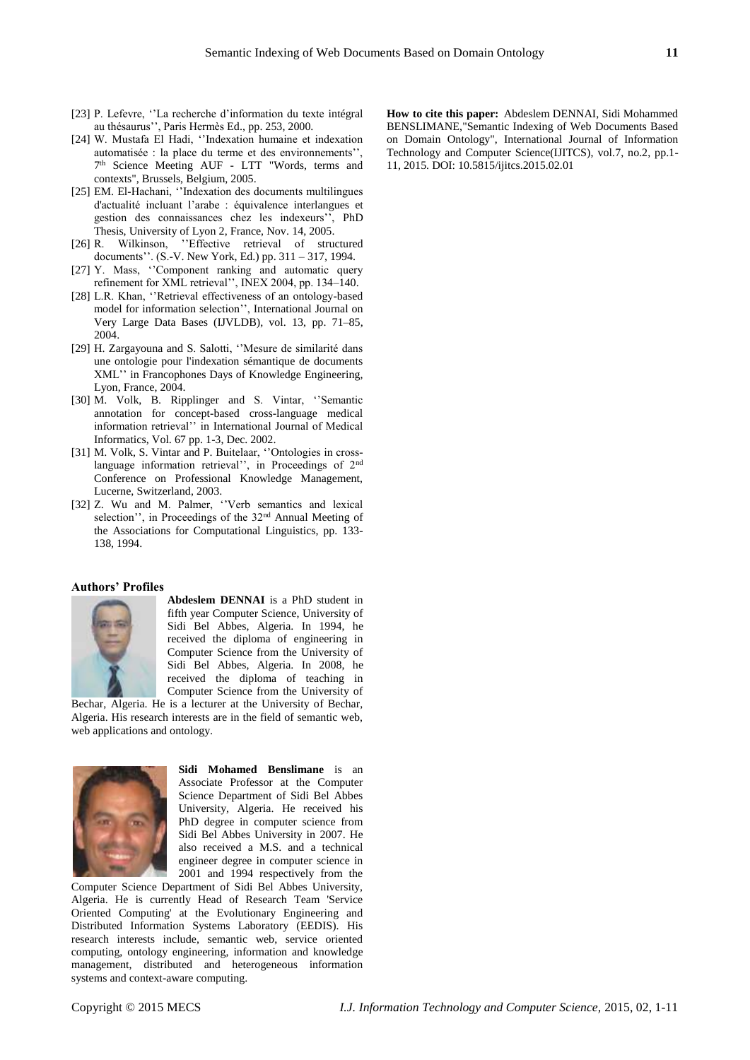[23] P. Lefevre, ''La recherche d'information du texte intégral au thésaurus'', Paris Hermès Ed., pp. 253, 2000.

[24] W. Mustafa El Hadi, ''Indexation humaine et indexation automatisée : la place du terme et des environnements'', 7th Science Meeting AUF - LTT "Words, terms and contexts", Brussels, Belgium, 2005.

[25] EM. El-Hachani, ''Indexation des documents multilingues d'actualité incluant l'arabe : équivalence interlangues et gestion des connaissances chez les indexeurs'', PhD Thesis, University of Lyon 2, France, Nov. 14, 2005.

[26] R. Wilkinson, ''Effective retrieval of structured documents''. (S.-V. New York, Ed.) pp. 311 – 317, 1994.

[27] Y. Mass, ''Component ranking and automatic query refinement for XML retrieval'', INEX 2004, pp. 134–140.

[28] L.R. Khan, ''Retrieval effectiveness of an ontology-based model for information selection'', International Journal on Very Large Data Bases (IJVLDB), vol. 13, pp. 71–85, 2004.

[29] H. Zargayouna and S. Salotti, ''Mesure de similarité dans une ontologie pour l'indexation sémantique de documents XML'' in Francophones Days of Knowledge Engineering, Lyon, France, 2004.

[30] M. Volk, B. Ripplinger and S. Vintar, ''Semantic annotation for concept-based cross-language medical information retrieval'' in International Journal of Medical Informatics, Vol. 67 pp. 1-3, Dec. 2002.

[31] M. Volk, S. Vintar and P. Buitelaar, ''Ontologies in cross-language information retrieval'', in Proceedings of 2nd Conference on Professional Knowledge Management, Lucerne, Switzerland, 2003.

[32] Z. Wu and M. Palmer, ''Verb semantics and lexical selection'', in Proceedings of the 32nd Annual Meeting of the Associations for Computational Linguistics, pp. 133-138, 1994.

**Authors' Profiles**

**Abdeslem DENNAI** is a PhD student in fifth year Computer Science, University of Sidi Bel Abbes, Algeria. In 1994, he received the diploma of engineering in Computer Science from the University of Sidi Bel Abbes, Algeria. In 2008, he received the diploma of teaching in Computer Science from the University of Bechar, Algeria. He is a lecturer at the University of Bechar, Algeria. His research interests are in the field of semantic web, web applications and ontology.

**Sidi Mohamed Benslimane** is an Associate Professor at the Computer Science Department of Sidi Bel Abbes University, Algeria. He received his PhD degree in computer science from Sidi Bel Abbes University in 2007. He also received a M.S. and a technical engineer degree in computer science in 2001 and 1994 respectively from the Computer Science Department of Sidi Bel Abbes University, Algeria. He is currently Head of Research Team 'Service Oriented Computing' at the Evolutionary Engineering and Distributed Information Systems Laboratory (EEDIS). His research interests include, semantic web, service oriented computing, ontology engineering, information and knowledge management, distributed and heterogeneous information systems and context-aware computing.

**How to cite this paper:** Abdeslem DENNAI, Sidi Mohammed BENSLIMANE,"Semantic Indexing of Web Documents Based on Domain Ontology", International Journal of Information Technology and Computer Science(IJITCS), vol.7, no.2, pp.1-11, 2015. DOI: 10.5815/ijitcs.2015.02.01